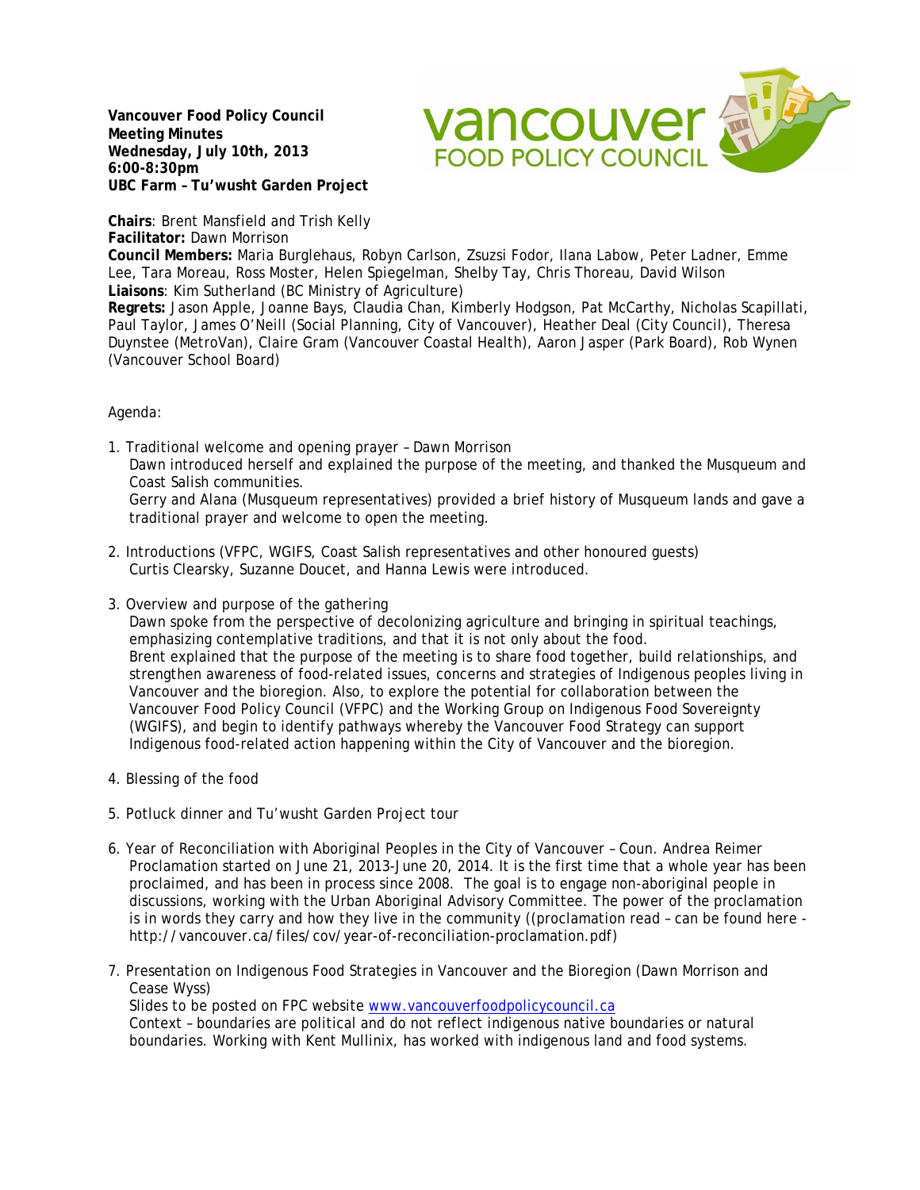**Vancouver Food Policy Council**
**Meeting Minutes**
**Wednesday, July 10th, 2013**
**6:00-8:30pm**
**UBC Farm – Tu'wusht Garden Project**

**Chairs**: Brent Mansfield and Trish Kelly
**Facilitator:** Dawn Morrison
**Council Members:** Maria Burglehaus, Robyn Carlson, Zsuzsi Fodor, Ilana Labow, Peter Ladner, Emme Lee, Tara Moreau, Ross Moster, Helen Spiegelman, Shelby Tay, Chris Thoreau, David Wilson
**Liaisons**: Kim Sutherland (BC Ministry of Agriculture)
**Regrets:** Jason Apple, Joanne Bays, Claudia Chan, Kimberly Hodgson, Pat McCarthy, Nicholas Scapillati, Paul Taylor, James O'Neill (Social Planning, City of Vancouver), Heather Deal (City Council), Theresa Duynstee (MetroVan), Claire Gram (Vancouver Coastal Health), Aaron Jasper (Park Board), Rob Wynen (Vancouver School Board)

Agenda:

1. Traditional welcome and opening prayer – Dawn Morrison
   Dawn introduced herself and explained the purpose of the meeting, and thanked the Musqueum and Coast Salish communities.
   Gerry and Alana (Musqueum representatives) provided a brief history of Musqueum lands and gave a traditional prayer and welcome to open the meeting.

2. Introductions (VFPC, WGIFS, Coast Salish representatives and other honoured guests)
   Curtis Clearsky, Suzanne Doucet, and Hanna Lewis were introduced.

3. Overview and purpose of the gathering
   Dawn spoke from the perspective of decolonizing agriculture and bringing in spiritual teachings, emphasizing contemplative traditions, and that it is not only about the food.
   Brent explained that the purpose of the meeting is to share food together, build relationships, and strengthen awareness of food-related issues, concerns and strategies of Indigenous peoples living in Vancouver and the bioregion. Also, to explore the potential for collaboration between the Vancouver Food Policy Council (VFPC) and the Working Group on Indigenous Food Sovereignty (WGIFS), and begin to identify pathways whereby the Vancouver Food Strategy can support Indigenous food-related action happening within the City of Vancouver and the bioregion.

4. Blessing of the food

5. Potluck dinner and Tu'wusht Garden Project tour

6. Year of Reconciliation with Aboriginal Peoples in the City of Vancouver – Coun. Andrea Reimer
   Proclamation started on June 21, 2013-June 20, 2014. It is the first time that a whole year has been proclaimed, and has been in process since 2008. The goal is to engage non-aboriginal people in discussions, working with the Urban Aboriginal Advisory Committee. The power of the proclamation is in words they carry and how they live in the community ((proclamation read – can be found here - http://vancouver.ca/files/cov/year-of-reconciliation-proclamation.pdf)

7. Presentation on Indigenous Food Strategies in Vancouver and the Bioregion (Dawn Morrison and Cease Wyss)
   Slides to be posted on FPC website www.vancouverfoodpolicycouncil.ca
   Context – boundaries are political and do not reflect indigenous native boundaries or natural boundaries. Working with Kent Mullinix, has worked with indigenous land and food systems.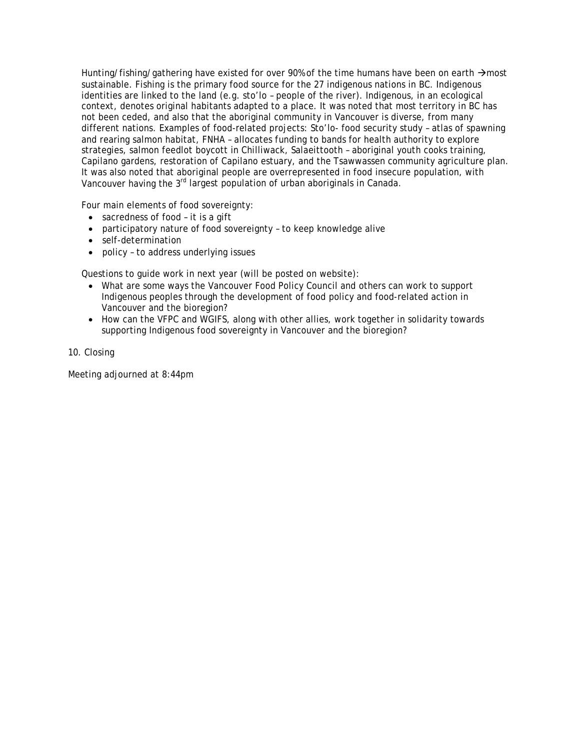Hunting/fishing/gathering have existed for over 90% of the time humans have been on earth →most sustainable. Fishing is the primary food source for the 27 indigenous nations in BC. Indigenous identities are linked to the land (e.g. sto'lo – people of the river). Indigenous, in an ecological context, denotes original habitants adapted to a place. It was noted that most territory in BC has not been ceded, and also that the aboriginal community in Vancouver is diverse, from many different nations. Examples of food-related projects: Sto'lo- food security study – atlas of spawning and rearing salmon habitat, FNHA – allocates funding to bands for health authority to explore strategies, salmon feedlot boycott in Chilliwack, Salaeittooth – aboriginal youth cooks training, Capilano gardens, restoration of Capilano estuary, and the Tsawwassen community agriculture plan. It was also noted that aboriginal people are overrepresented in food insecure population, with Vancouver having the 3rd largest population of urban aboriginals in Canada.

Four main elements of food sovereignty:

- sacredness of food – it is a gift
- participatory nature of food sovereignty – to keep knowledge alive
- self-determination
- policy – to address underlying issues

Questions to guide work in next year (will be posted on website):

- What are some ways the Vancouver Food Policy Council and others can work to support Indigenous peoples through the development of food policy and food-related action in Vancouver and the bioregion?
- How can the VFPC and WGIFS, along with other allies, work together in solidarity towards supporting Indigenous food sovereignty in Vancouver and the bioregion?

10. Closing

Meeting adjourned at 8:44pm